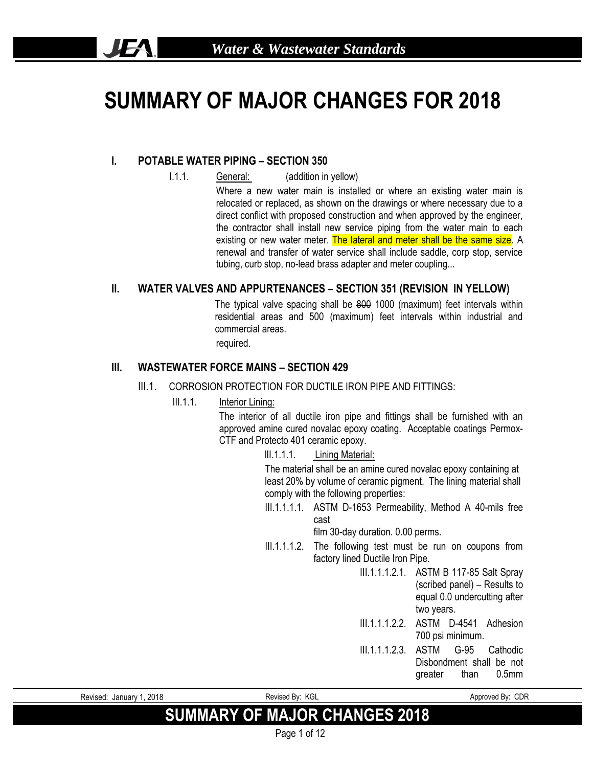# SUMMARY OF MAJOR CHANGES FOR 2018

## I. POTABLE WATER PIPING – SECTION 350

I.1.1. General: (addition in yellow)

Where a new water main is installed or where an existing water main is relocated or replaced, as shown on the drawings or where necessary due to a direct conflict with proposed construction and when approved by the engineer, the contractor shall install new service piping from the water main to each existing or new water meter. The lateral and meter shall be the same size. A renewal and transfer of water service shall include saddle, corp stop, service tubing, curb stop, no-lead brass adapter and meter coupling...

## II. WATER VALVES AND APPURTENANCES – SECTION 351 (REVISION IN YELLOW)

The typical valve spacing shall be ~~800~~ 1000 (maximum) feet intervals within residential areas and 500 (maximum) feet intervals within industrial and commercial areas.

required.

## III. WASTEWATER FORCE MAINS – SECTION 429

III.1. CORROSION PROTECTION FOR DUCTILE IRON PIPE AND FITTINGS:

III.1.1. Interior Lining:

The interior of all ductile iron pipe and fittings shall be furnished with an approved amine cured novalac epoxy coating. Acceptable coatings Permox-CTF and Protecto 401 ceramic epoxy.

III.1.1.1. Lining Material:

The material shall be an amine cured novalac epoxy containing at least 20% by volume of ceramic pigment. The lining material shall comply with the following properties:

III.1.1.1.1. ASTM D-1653 Permeability, Method A 40-mils free cast film 30-day duration. 0.00 perms.

III.1.1.1.2. The following test must be run on coupons from factory lined Ductile Iron Pipe.

III.1.1.1.2.1. ASTM B 117-85 Salt Spray (scribed panel) – Results to equal 0.0 undercutting after two years.

III.1.1.1.2.2. ASTM D-4541 Adhesion 700 psi minimum.

III.1.1.1.2.3. ASTM G-95 Cathodic Disbondment shall be not greater than 0.5mm

Revised: January 1, 2018 | Revised By: KGL | Approved By: CDR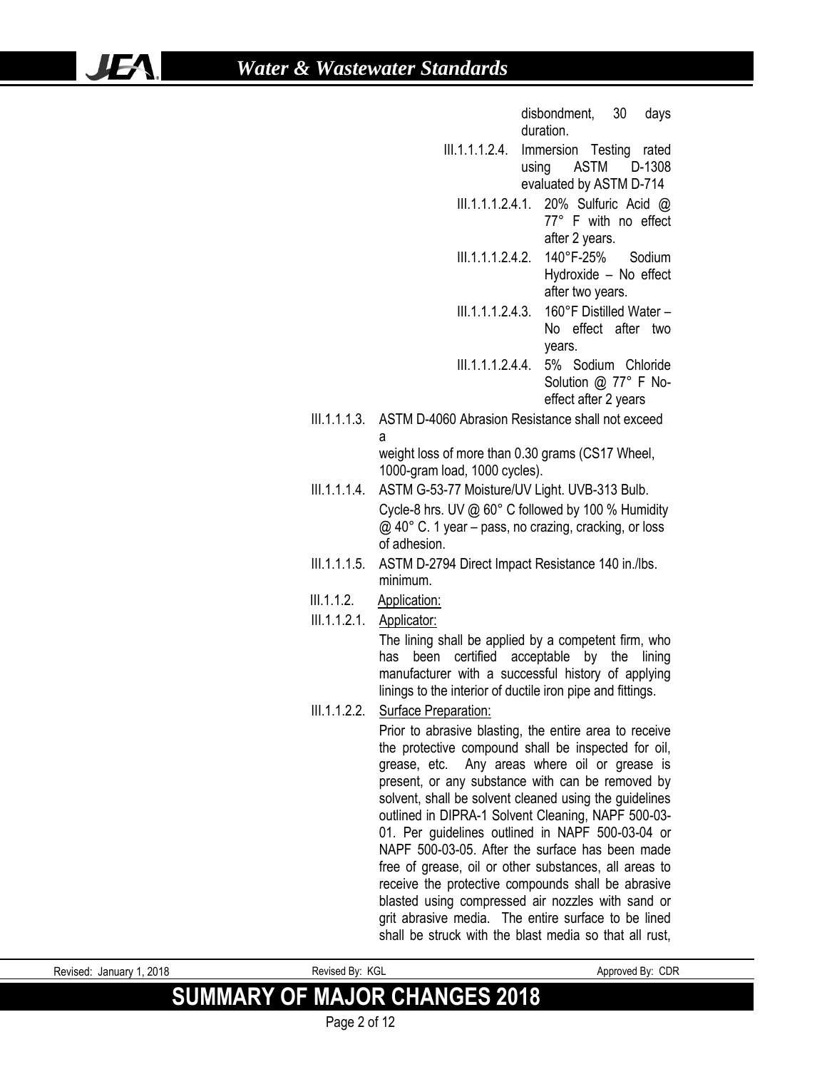disbondment, 30 days duration.

III.1.1.1.2.4. Immersion Testing rated using ASTM D-1308 evaluated by ASTM D-714

III.1.1.1.2.4.1. 20% Sulfuric Acid @ 77° F with no effect after 2 years.

III.1.1.1.2.4.2. 140°F-25% Sodium Hydroxide – No effect after two years.

III.1.1.1.2.4.3. 160°F Distilled Water – No effect after two years.

III.1.1.1.2.4.4. 5% Sodium Chloride Solution @ 77° F No-effect after 2 years

III.1.1.1.3. ASTM D-4060 Abrasion Resistance shall not exceed a
weight loss of more than 0.30 grams (CS17 Wheel, 1000-gram load, 1000 cycles).

III.1.1.1.4. ASTM G-53-77 Moisture/UV Light. UVB-313 Bulb.
Cycle-8 hrs. UV @ 60° C followed by 100 % Humidity @ 40° C. 1 year – pass, no crazing, cracking, or loss of adhesion.

III.1.1.1.5. ASTM D-2794 Direct Impact Resistance 140 in./lbs. minimum.

III.1.1.2. Application:

III.1.1.2.1. Applicator:

The lining shall be applied by a competent firm, who has been certified acceptable by the lining manufacturer with a successful history of applying linings to the interior of ductile iron pipe and fittings.

III.1.1.2.2. Surface Preparation:

Prior to abrasive blasting, the entire area to receive the protective compound shall be inspected for oil, grease, etc. Any areas where oil or grease is present, or any substance with can be removed by solvent, shall be solvent cleaned using the guidelines outlined in DIPRA-1 Solvent Cleaning, NAPF 500-03-01. Per guidelines outlined in NAPF 500-03-04 or NAPF 500-03-05. After the surface has been made free of grease, oil or other substances, all areas to receive the protective compounds shall be abrasive blasted using compressed air nozzles with sand or grit abrasive media. The entire surface to be lined shall be struck with the blast media so that all rust,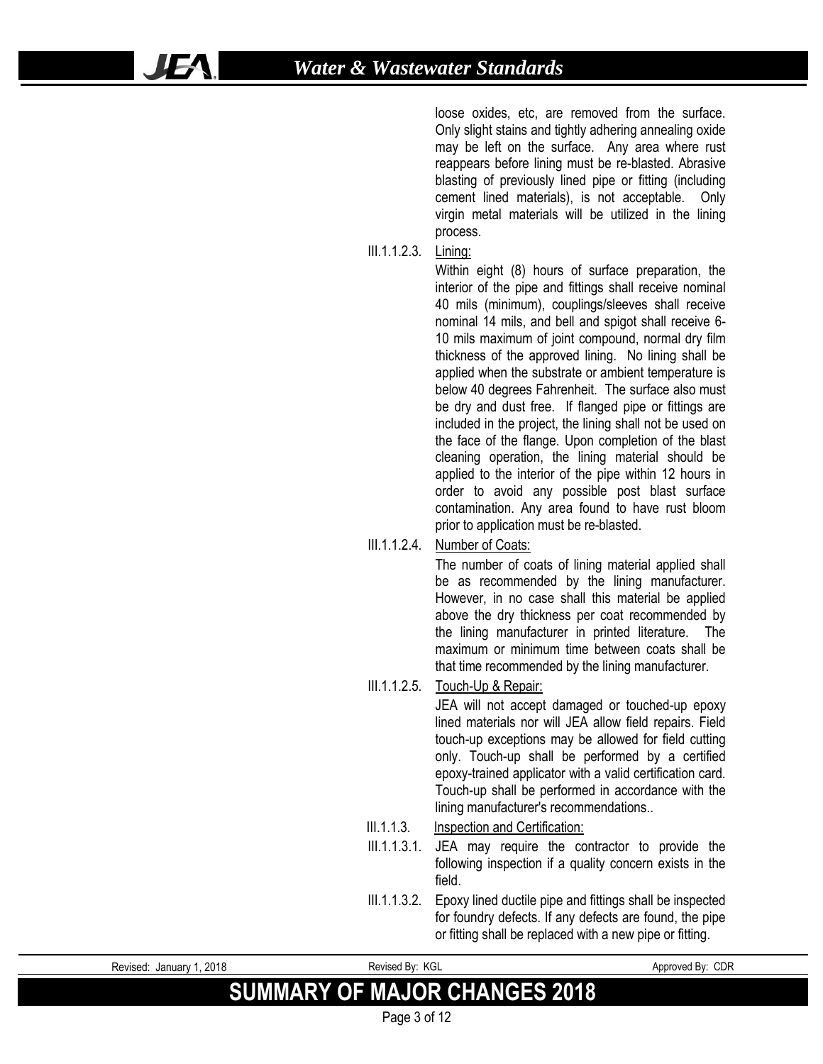loose oxides, etc, are removed from the surface. Only slight stains and tightly adhering annealing oxide may be left on the surface. Any area where rust reappears before lining must be re-blasted. Abrasive blasting of previously lined pipe or fitting (including cement lined materials), is not acceptable. Only virgin metal materials will be utilized in the lining process.

III.1.1.2.3. Lining:

Within eight (8) hours of surface preparation, the interior of the pipe and fittings shall receive nominal 40 mils (minimum), couplings/sleeves shall receive nominal 14 mils, and bell and spigot shall receive 6-10 mils maximum of joint compound, normal dry film thickness of the approved lining. No lining shall be applied when the substrate or ambient temperature is below 40 degrees Fahrenheit. The surface also must be dry and dust free. If flanged pipe or fittings are included in the project, the lining shall not be used on the face of the flange. Upon completion of the blast cleaning operation, the lining material should be applied to the interior of the pipe within 12 hours in order to avoid any possible post blast surface contamination. Any area found to have rust bloom prior to application must be re-blasted.

III.1.1.2.4. Number of Coats:

The number of coats of lining material applied shall be as recommended by the lining manufacturer. However, in no case shall this material be applied above the dry thickness per coat recommended by the lining manufacturer in printed literature. The maximum or minimum time between coats shall be that time recommended by the lining manufacturer.

III.1.1.2.5. Touch-Up & Repair:

JEA will not accept damaged or touched-up epoxy lined materials nor will JEA allow field repairs. Field touch-up exceptions may be allowed for field cutting only. Touch-up shall be performed by a certified epoxy-trained applicator with a valid certification card. Touch-up shall be performed in accordance with the lining manufacturer's recommendations..

III.1.1.3. Inspection and Certification:

III.1.1.3.1. JEA may require the contractor to provide the following inspection if a quality concern exists in the field.

III.1.1.3.2. Epoxy lined ductile pipe and fittings shall be inspected for foundry defects. If any defects are found, the pipe or fitting shall be replaced with a new pipe or fitting.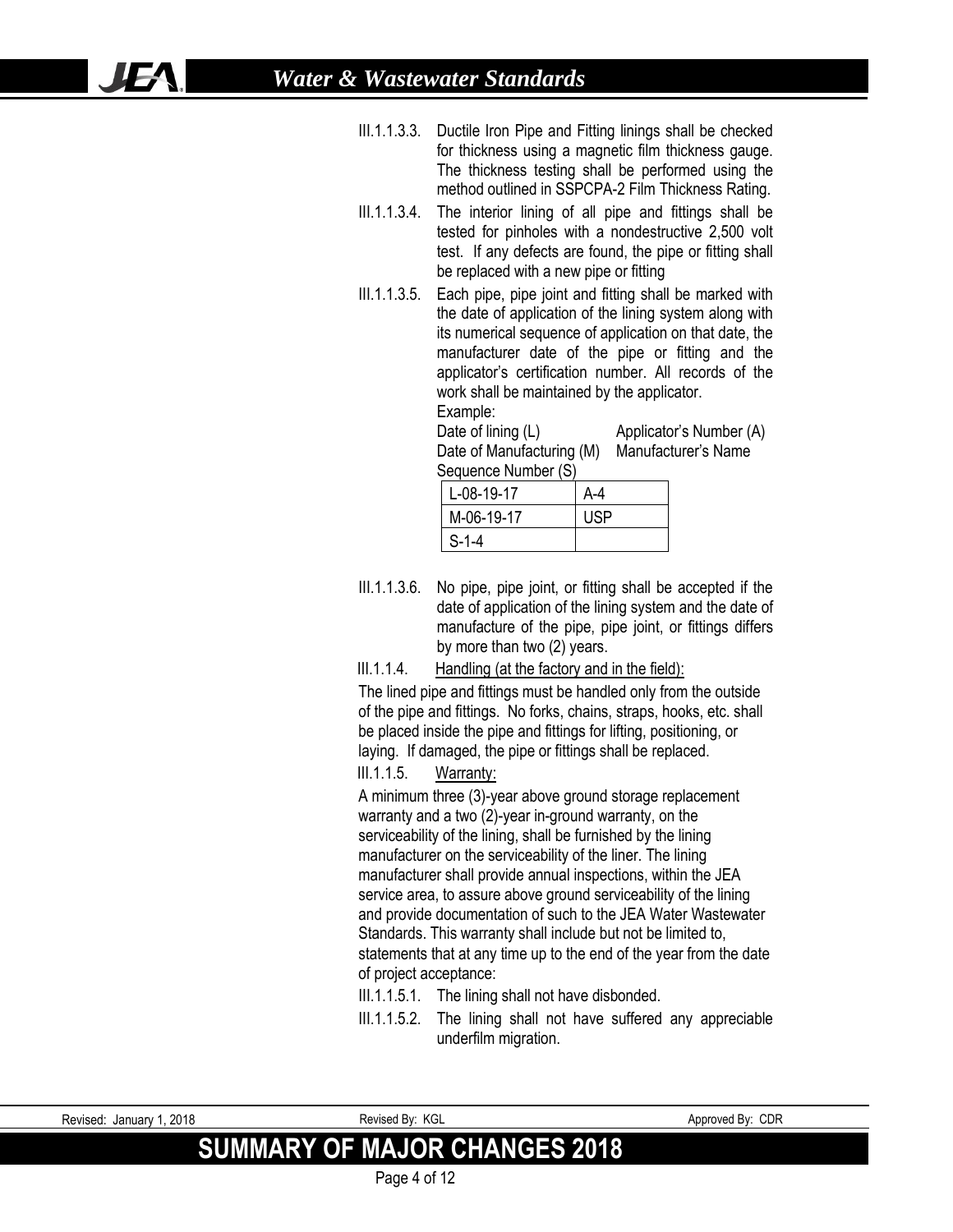III.1.1.3.3. Ductile Iron Pipe and Fitting linings shall be checked for thickness using a magnetic film thickness gauge. The thickness testing shall be performed using the method outlined in SSPCPA-2 Film Thickness Rating.

III.1.1.3.4. The interior lining of all pipe and fittings shall be tested for pinholes with a nondestructive 2,500 volt test. If any defects are found, the pipe or fitting shall be replaced with a new pipe or fitting

III.1.1.3.5. Each pipe, pipe joint and fitting shall be marked with the date of application of the lining system along with its numerical sequence of application on that date, the manufacturer date of the pipe or fitting and the applicator's certification number. All records of the work shall be maintained by the applicator.

Example:

Date of lining (L) — Applicator's Number (A)
Date of Manufacturing (M) — Manufacturer's Name
Sequence Number (S)

| L-08-19-17 | A-4 |
|---|---|
| M-06-19-17 | USP |
| S-1-4 | |

III.1.1.3.6. No pipe, pipe joint, or fitting shall be accepted if the date of application of the lining system and the date of manufacture of the pipe, pipe joint, or fittings differs by more than two (2) years.

III.1.1.4. Handling (at the factory and in the field):

The lined pipe and fittings must be handled only from the outside of the pipe and fittings. No forks, chains, straps, hooks, etc. shall be placed inside the pipe and fittings for lifting, positioning, or laying. If damaged, the pipe or fittings shall be replaced.

III.1.1.5. Warranty:

A minimum three (3)-year above ground storage replacement warranty and a two (2)-year in-ground warranty, on the serviceability of the lining, shall be furnished by the lining manufacturer on the serviceability of the liner. The lining manufacturer shall provide annual inspections, within the JEA service area, to assure above ground serviceability of the lining and provide documentation of such to the JEA Water Wastewater Standards. This warranty shall include but not be limited to, statements that at any time up to the end of the year from the date of project acceptance:

III.1.1.5.1. The lining shall not have disbonded.

III.1.1.5.2. The lining shall not have suffered any appreciable underfilm migration.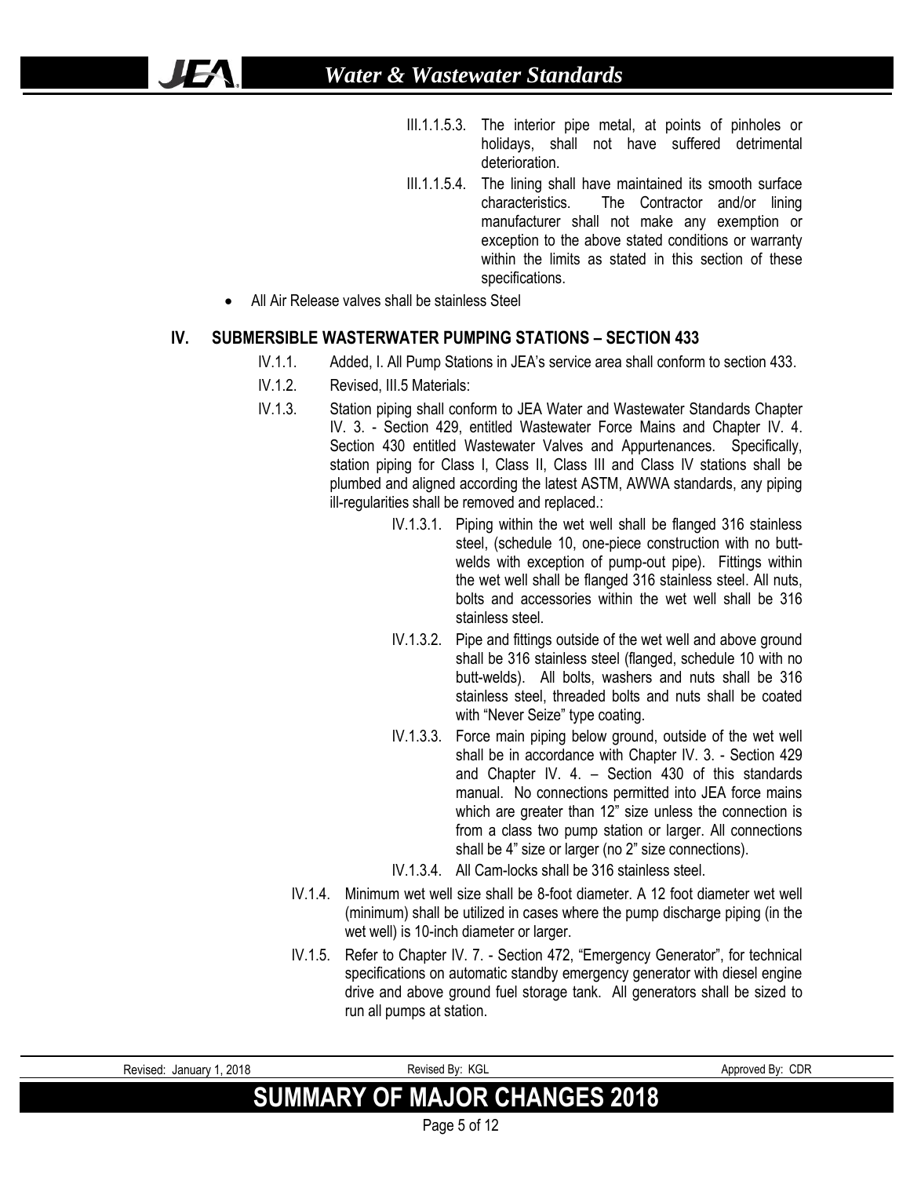III.1.1.5.3. The interior pipe metal, at points of pinholes or holidays, shall not have suffered detrimental deterioration.

III.1.1.5.4. The lining shall have maintained its smooth surface characteristics. The Contractor and/or lining manufacturer shall not make any exemption or exception to the above stated conditions or warranty within the limits as stated in this section of these specifications.

- All Air Release valves shall be stainless Steel

## IV. SUBMERSIBLE WASTERWATER PUMPING STATIONS – SECTION 433

IV.1.1. Added, I. All Pump Stations in JEA's service area shall conform to section 433.

IV.1.2. Revised, III.5 Materials:

IV.1.3. Station piping shall conform to JEA Water and Wastewater Standards Chapter IV. 3. - Section 429, entitled Wastewater Force Mains and Chapter IV. 4. Section 430 entitled Wastewater Valves and Appurtenances. Specifically, station piping for Class I, Class II, Class III and Class IV stations shall be plumbed and aligned according the latest ASTM, AWWA standards, any piping ill-regularities shall be removed and replaced.:

IV.1.3.1. Piping within the wet well shall be flanged 316 stainless steel, (schedule 10, one-piece construction with no butt-welds with exception of pump-out pipe). Fittings within the wet well shall be flanged 316 stainless steel. All nuts, bolts and accessories within the wet well shall be 316 stainless steel.

IV.1.3.2. Pipe and fittings outside of the wet well and above ground shall be 316 stainless steel (flanged, schedule 10 with no butt-welds). All bolts, washers and nuts shall be 316 stainless steel, threaded bolts and nuts shall be coated with "Never Seize" type coating.

IV.1.3.3. Force main piping below ground, outside of the wet well shall be in accordance with Chapter IV. 3. - Section 429 and Chapter IV. 4. – Section 430 of this standards manual. No connections permitted into JEA force mains which are greater than 12" size unless the connection is from a class two pump station or larger. All connections shall be 4" size or larger (no 2" size connections).

IV.1.3.4. All Cam-locks shall be 316 stainless steel.

IV.1.4. Minimum wet well size shall be 8-foot diameter. A 12 foot diameter wet well (minimum) shall be utilized in cases where the pump discharge piping (in the wet well) is 10-inch diameter or larger.

IV.1.5. Refer to Chapter IV. 7. - Section 472, "Emergency Generator", for technical specifications on automatic standby emergency generator with diesel engine drive and above ground fuel storage tank. All generators shall be sized to run all pumps at station.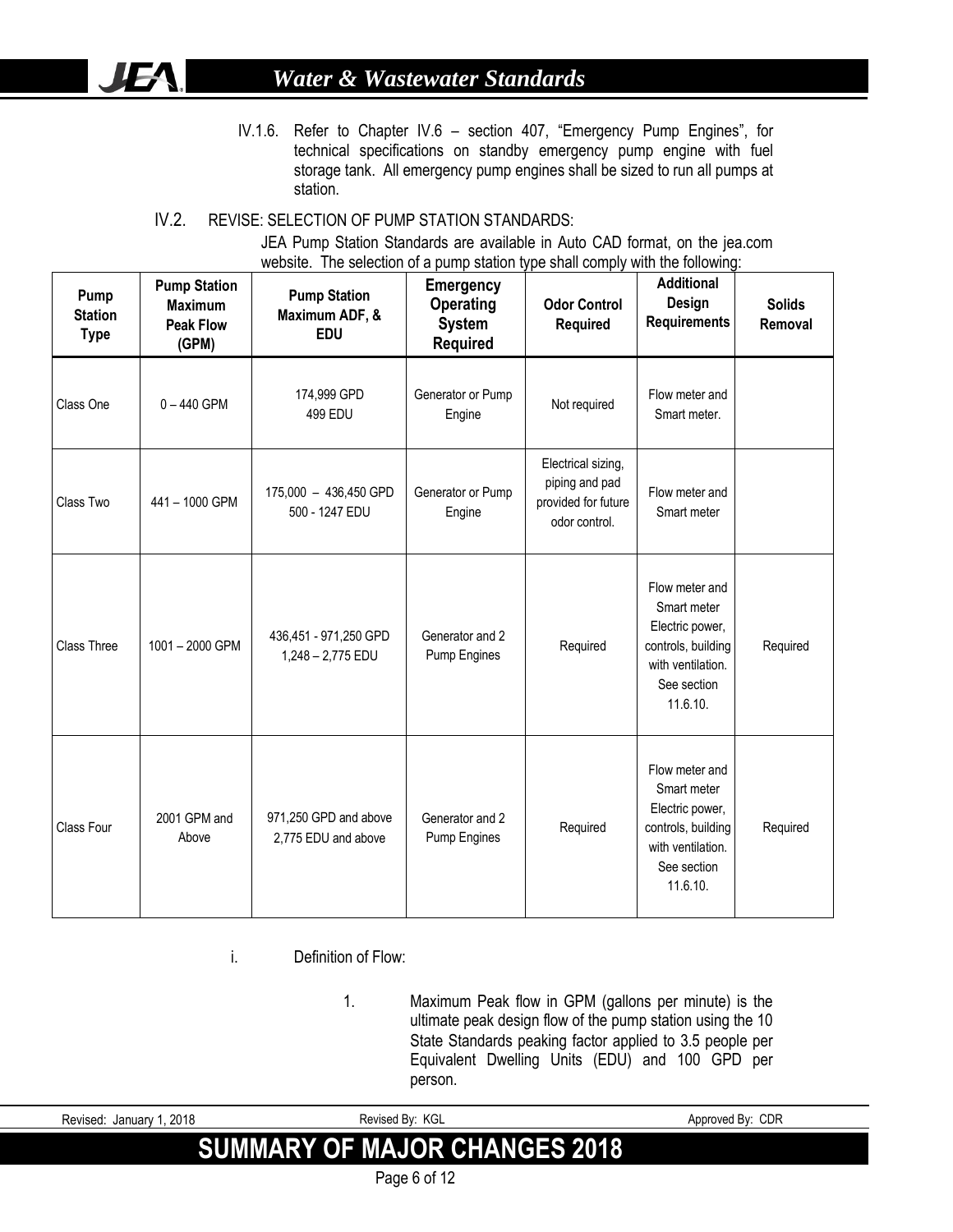IV.1.6. Refer to Chapter IV.6 – section 407, "Emergency Pump Engines", for technical specifications on standby emergency pump engine with fuel storage tank. All emergency pump engines shall be sized to run all pumps at station.

## IV.2. REVISE: SELECTION OF PUMP STATION STANDARDS:

JEA Pump Station Standards are available in Auto CAD format, on the jea.com website. The selection of a pump station type shall comply with the following:

| Pump Station Type | Pump Station Maximum Peak Flow (GPM) | Pump Station Maximum ADF, & EDU | Emergency Operating System Required | Odor Control Required | Additional Design Requirements | Solids Removal |
|---|---|---|---|---|---|---|
| Class One | 0 – 440 GPM | 174,999 GPD 499 EDU | Generator or Pump Engine | Not required | Flow meter and Smart meter. | |
| Class Two | 441 – 1000 GPM | 175,000 – 436,450 GPD 500 - 1247 EDU | Generator or Pump Engine | Electrical sizing, piping and pad provided for future odor control. | Flow meter and Smart meter | |
| Class Three | 1001 – 2000 GPM | 436,451 - 971,250 GPD 1,248 – 2,775 EDU | Generator and 2 Pump Engines | Required | Flow meter and Smart meter Electric power, controls, building with ventilation. See section 11.6.10. | Required |
| Class Four | 2001 GPM and Above | 971,250 GPD and above 2,775 EDU and above | Generator and 2 Pump Engines | Required | Flow meter and Smart meter Electric power, controls, building with ventilation. See section 11.6.10. | Required |

i. Definition of Flow:

1. Maximum Peak flow in GPM (gallons per minute) is the ultimate peak design flow of the pump station using the 10 State Standards peaking factor applied to 3.5 people per Equivalent Dwelling Units (EDU) and 100 GPD per person.

Revised: January 1, 2018 | Revised By: KGL | Approved By: CDR

SUMMARY OF MAJOR CHANGES 2018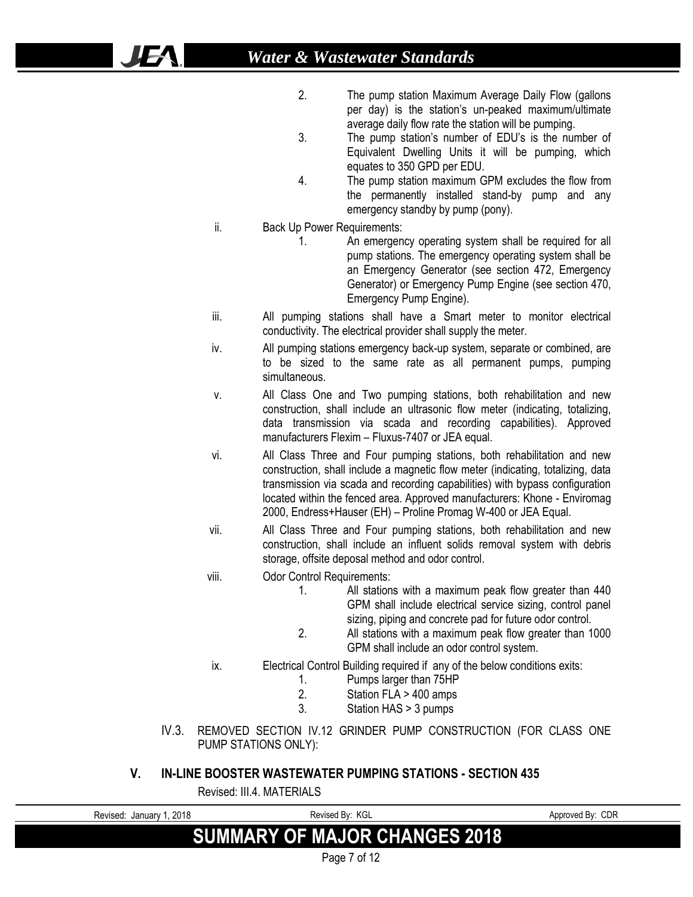2. The pump station Maximum Average Daily Flow (gallons per day) is the station's un-peaked maximum/ultimate average daily flow rate the station will be pumping.
3. The pump station's number of EDU's is the number of Equivalent Dwelling Units it will be pumping, which equates to 350 GPD per EDU.
4. The pump station maximum GPM excludes the flow from the permanently installed stand-by pump and any emergency standby by pump (pony).

ii. Back Up Power Requirements:
   1. An emergency operating system shall be required for all pump stations. The emergency operating system shall be an Emergency Generator (see section 472, Emergency Generator) or Emergency Pump Engine (see section 470, Emergency Pump Engine).

iii. All pumping stations shall have a Smart meter to monitor electrical conductivity. The electrical provider shall supply the meter.

iv. All pumping stations emergency back-up system, separate or combined, are to be sized to the same rate as all permanent pumps, pumping simultaneous.

v. All Class One and Two pumping stations, both rehabilitation and new construction, shall include an ultrasonic flow meter (indicating, totalizing, data transmission via scada and recording capabilities). Approved manufacturers Flexim – Fluxus-7407 or JEA equal.

vi. All Class Three and Four pumping stations, both rehabilitation and new construction, shall include a magnetic flow meter (indicating, totalizing, data transmission via scada and recording capabilities) with bypass configuration located within the fenced area. Approved manufacturers: Khone - Enviromag 2000, Endress+Hauser (EH) – Proline Promag W-400 or JEA Equal.

vii. All Class Three and Four pumping stations, both rehabilitation and new construction, shall include an influent solids removal system with debris storage, offsite deposal method and odor control.

viii. Odor Control Requirements:
   1. All stations with a maximum peak flow greater than 440 GPM shall include electrical service sizing, control panel sizing, piping and concrete pad for future odor control.
   2. All stations with a maximum peak flow greater than 1000 GPM shall include an odor control system.

ix. Electrical Control Building required if any of the below conditions exits:
   1. Pumps larger than 75HP
   2. Station FLA > 400 amps
   3. Station HAS > 3 pumps

IV.3. REMOVED SECTION IV.12 GRINDER PUMP CONSTRUCTION (FOR CLASS ONE PUMP STATIONS ONLY):

## V. IN-LINE BOOSTER WASTEWATER PUMPING STATIONS - SECTION 435

Revised: III.4. MATERIALS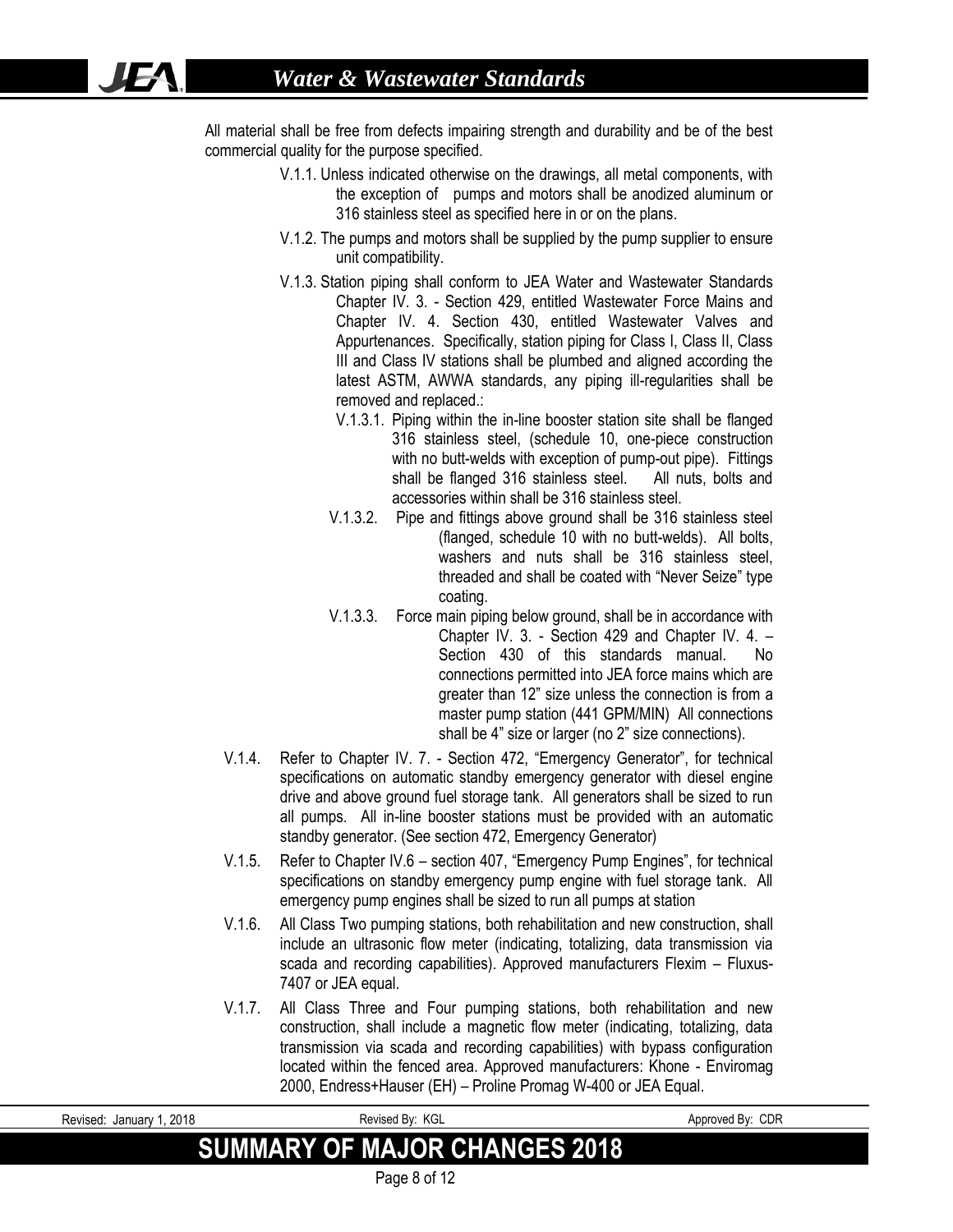All material shall be free from defects impairing strength and durability and be of the best commercial quality for the purpose specified.

- V.1.1. Unless indicated otherwise on the drawings, all metal components, with the exception of pumps and motors shall be anodized aluminum or 316 stainless steel as specified here in or on the plans.
- V.1.2. The pumps and motors shall be supplied by the pump supplier to ensure unit compatibility.
- V.1.3. Station piping shall conform to JEA Water and Wastewater Standards Chapter IV. 3. - Section 429, entitled Wastewater Force Mains and Chapter IV. 4. Section 430, entitled Wastewater Valves and Appurtenances. Specifically, station piping for Class I, Class II, Class III and Class IV stations shall be plumbed and aligned according the latest ASTM, AWWA standards, any piping ill-regularities shall be removed and replaced.:
  - V.1.3.1. Piping within the in-line booster station site shall be flanged 316 stainless steel, (schedule 10, one-piece construction with no butt-welds with exception of pump-out pipe). Fittings shall be flanged 316 stainless steel. All nuts, bolts and accessories within shall be 316 stainless steel.
  - V.1.3.2. Pipe and fittings above ground shall be 316 stainless steel (flanged, schedule 10 with no butt-welds). All bolts, washers and nuts shall be 316 stainless steel, threaded and shall be coated with "Never Seize" type coating.
  - V.1.3.3. Force main piping below ground, shall be in accordance with Chapter IV. 3. - Section 429 and Chapter IV. 4. – Section 430 of this standards manual. No connections permitted into JEA force mains which are greater than 12" size unless the connection is from a master pump station (441 GPM/MIN) All connections shall be 4" size or larger (no 2" size connections).
- V.1.4. Refer to Chapter IV. 7. - Section 472, "Emergency Generator", for technical specifications on automatic standby emergency generator with diesel engine drive and above ground fuel storage tank. All generators shall be sized to run all pumps. All in-line booster stations must be provided with an automatic standby generator. (See section 472, Emergency Generator)
- V.1.5. Refer to Chapter IV.6 – section 407, "Emergency Pump Engines", for technical specifications on standby emergency pump engine with fuel storage tank. All emergency pump engines shall be sized to run all pumps at station
- V.1.6. All Class Two pumping stations, both rehabilitation and new construction, shall include an ultrasonic flow meter (indicating, totalizing, data transmission via scada and recording capabilities). Approved manufacturers Flexim – Fluxus-7407 or JEA equal.
- V.1.7. All Class Three and Four pumping stations, both rehabilitation and new construction, shall include a magnetic flow meter (indicating, totalizing, data transmission via scada and recording capabilities) with bypass configuration located within the fenced area. Approved manufacturers: Khone - Enviromag 2000, Endress+Hauser (EH) – Proline Promag W-400 or JEA Equal.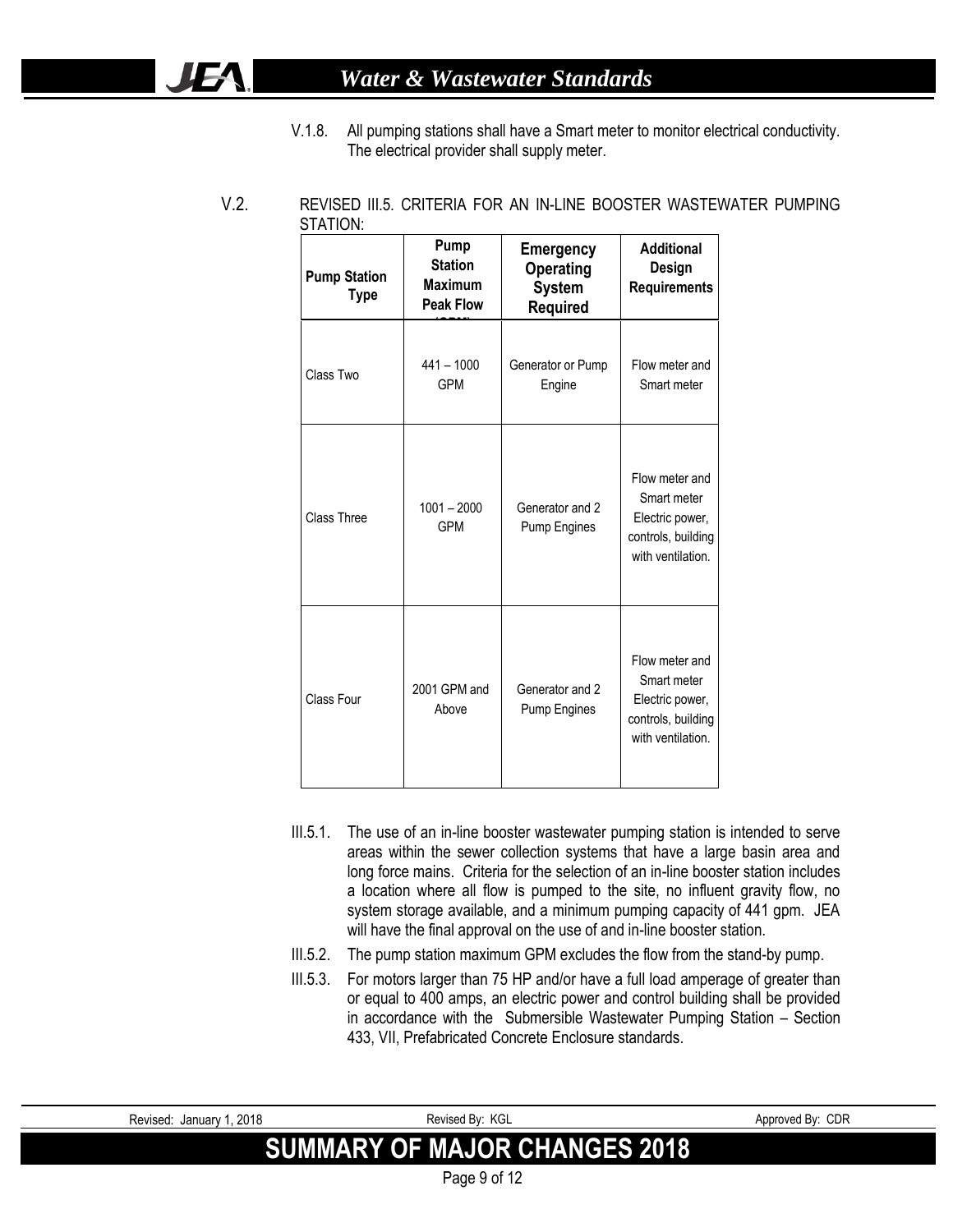V.1.8. All pumping stations shall have a Smart meter to monitor electrical conductivity. The electrical provider shall supply meter.

V.2. REVISED III.5. CRITERIA FOR AN IN-LINE BOOSTER WASTEWATER PUMPING STATION:

| Pump Station Type | Pump Station Maximum Peak Flow (GPM) | Emergency Operating System Required | Additional Design Requirements |
|---|---|---|---|
| Class Two | 441 – 1000 GPM | Generator or Pump Engine | Flow meter and Smart meter |
| Class Three | 1001 – 2000 GPM | Generator and 2 Pump Engines | Flow meter and Smart meter Electric power, controls, building with ventilation. |
| Class Four | 2001 GPM and Above | Generator and 2 Pump Engines | Flow meter and Smart meter Electric power, controls, building with ventilation. |

III.5.1. The use of an in-line booster wastewater pumping station is intended to serve areas within the sewer collection systems that have a large basin area and long force mains. Criteria for the selection of an in-line booster station includes a location where all flow is pumped to the site, no influent gravity flow, no system storage available, and a minimum pumping capacity of 441 gpm. JEA will have the final approval on the use of and in-line booster station.

III.5.2. The pump station maximum GPM excludes the flow from the stand-by pump.

III.5.3. For motors larger than 75 HP and/or have a full load amperage of greater than or equal to 400 amps, an electric power and control building shall be provided in accordance with the Submersible Wastewater Pumping Station – Section 433, VII, Prefabricated Concrete Enclosure standards.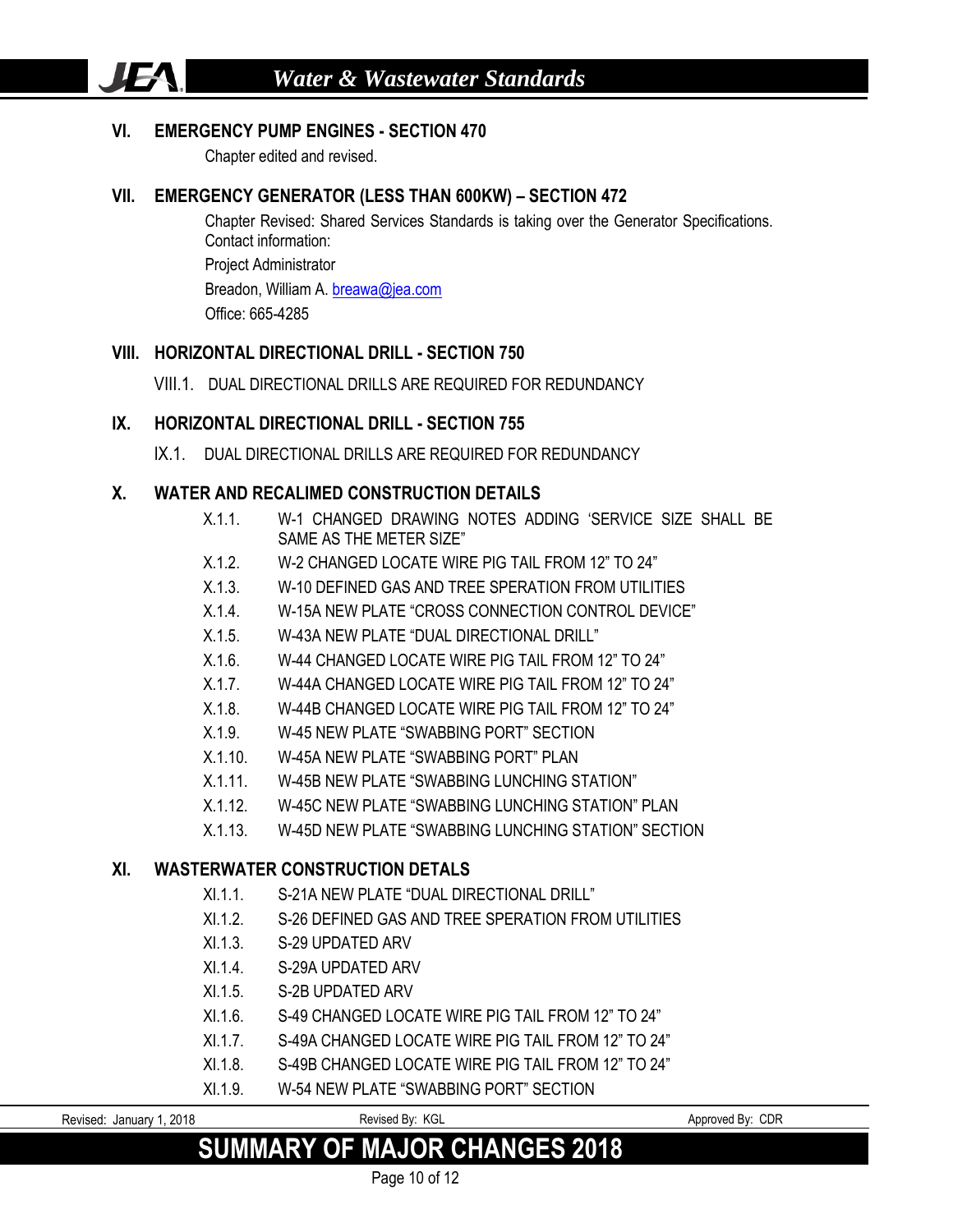## VI. EMERGENCY PUMP ENGINES - SECTION 470

Chapter edited and revised.

## VII. EMERGENCY GENERATOR (LESS THAN 600KW) – SECTION 472

Chapter Revised: Shared Services Standards is taking over the Generator Specifications. Contact information:

Project Administrator

Breadon, William A. breawa@jea.com

Office: 665-4285

## VIII. HORIZONTAL DIRECTIONAL DRILL - SECTION 750

VIII.1. DUAL DIRECTIONAL DRILLS ARE REQUIRED FOR REDUNDANCY

## IX. HORIZONTAL DIRECTIONAL DRILL - SECTION 755

IX.1. DUAL DIRECTIONAL DRILLS ARE REQUIRED FOR REDUNDANCY

## X. WATER AND RECALIMED CONSTRUCTION DETAILS

- X.1.1. W-1 CHANGED DRAWING NOTES ADDING 'SERVICE SIZE SHALL BE SAME AS THE METER SIZE"
- X.1.2. W-2 CHANGED LOCATE WIRE PIG TAIL FROM 12" TO 24"
- X.1.3. W-10 DEFINED GAS AND TREE SPERATION FROM UTILITIES
- X.1.4. W-15A NEW PLATE "CROSS CONNECTION CONTROL DEVICE"
- X.1.5. W-43A NEW PLATE "DUAL DIRECTIONAL DRILL"
- X.1.6. W-44 CHANGED LOCATE WIRE PIG TAIL FROM 12" TO 24"
- X.1.7. W-44A CHANGED LOCATE WIRE PIG TAIL FROM 12" TO 24"
- X.1.8. W-44B CHANGED LOCATE WIRE PIG TAIL FROM 12" TO 24"
- X.1.9. W-45 NEW PLATE "SWABBING PORT" SECTION
- X.1.10. W-45A NEW PLATE "SWABBING PORT" PLAN
- X.1.11. W-45B NEW PLATE "SWABBING LUNCHING STATION"
- X.1.12. W-45C NEW PLATE "SWABBING LUNCHING STATION" PLAN
- X.1.13. W-45D NEW PLATE "SWABBING LUNCHING STATION" SECTION

## XI. WASTERWATER CONSTRUCTION DETALS

- XI.1.1. S-21A NEW PLATE "DUAL DIRECTIONAL DRILL"
- XI.1.2. S-26 DEFINED GAS AND TREE SPERATION FROM UTILITIES
- XI.1.3. S-29 UPDATED ARV
- XI.1.4. S-29A UPDATED ARV
- XI.1.5. S-2B UPDATED ARV
- XI.1.6. S-49 CHANGED LOCATE WIRE PIG TAIL FROM 12" TO 24"
- XI.1.7. S-49A CHANGED LOCATE WIRE PIG TAIL FROM 12" TO 24"
- XI.1.8. S-49B CHANGED LOCATE WIRE PIG TAIL FROM 12" TO 24"
- XI.1.9. W-54 NEW PLATE "SWABBING PORT" SECTION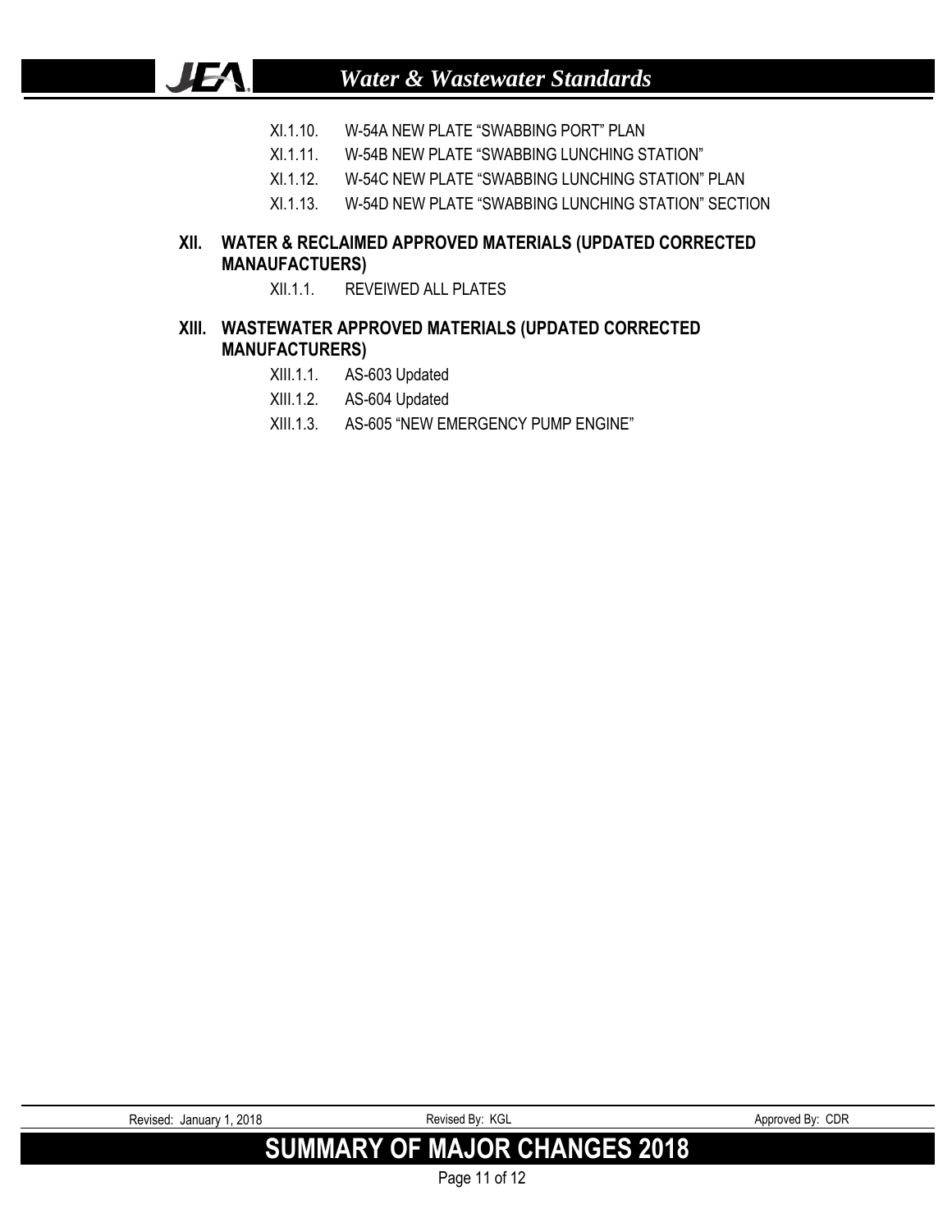- XI.1.10. W-54A NEW PLATE "SWABBING PORT" PLAN
- XI.1.11. W-54B NEW PLATE "SWABBING LUNCHING STATION"
- XI.1.12. W-54C NEW PLATE "SWABBING LUNCHING STATION" PLAN
- XI.1.13. W-54D NEW PLATE "SWABBING LUNCHING STATION" SECTION

## XII. WATER & RECLAIMED APPROVED MATERIALS (UPDATED CORRECTED MANAUFACTUERS)

- XII.1.1. REVEIWED ALL PLATES

## XIII. WASTEWATER APPROVED MATERIALS (UPDATED CORRECTED MANUFACTURERS)

- XIII.1.1. AS-603 Updated
- XIII.1.2. AS-604 Updated
- XIII.1.3. AS-605 "NEW EMERGENCY PUMP ENGINE"